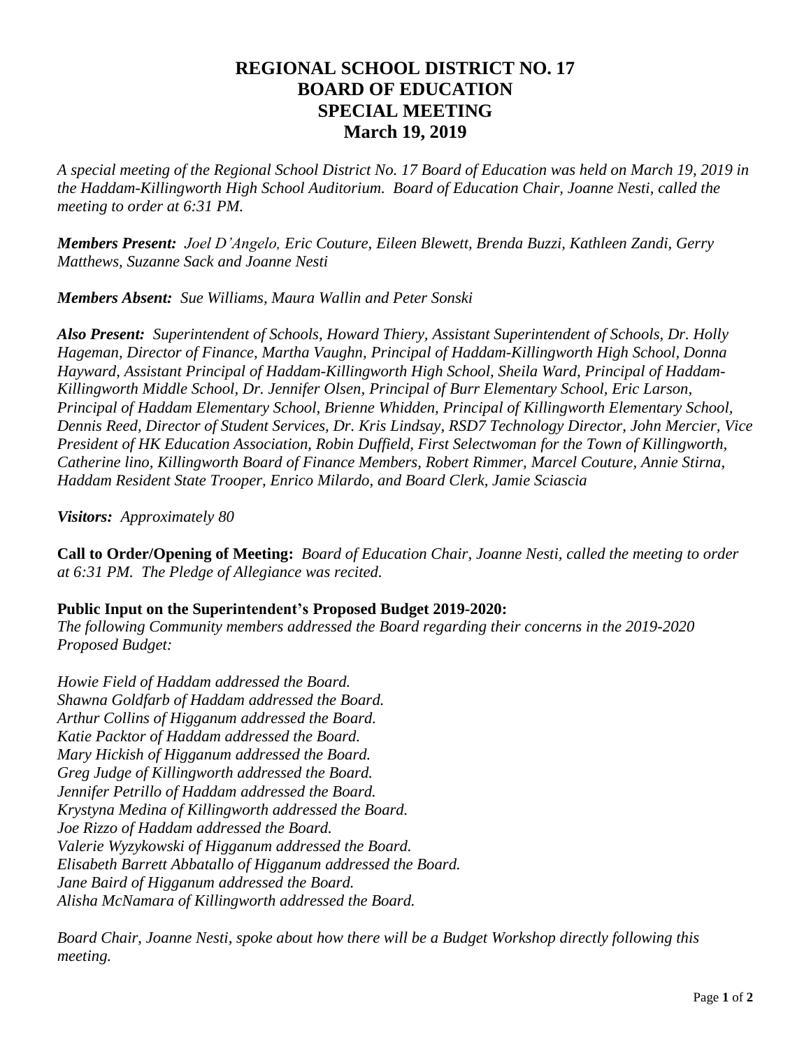# REGIONAL SCHOOL DISTRICT NO. 17
# BOARD OF EDUCATION
# SPECIAL MEETING
# March 19, 2019

*A special meeting of the Regional School District No. 17 Board of Education was held on March 19, 2019 in the Haddam-Killingworth High School Auditorium. Board of Education Chair, Joanne Nesti, called the meeting to order at 6:31 PM.*

***Members Present:*** *Joel D'Angelo, Eric Couture, Eileen Blewett, Brenda Buzzi, Kathleen Zandi, Gerry Matthews, Suzanne Sack and Joanne Nesti*

***Members Absent:*** *Sue Williams, Maura Wallin and Peter Sonski*

***Also Present:*** *Superintendent of Schools, Howard Thiery, Assistant Superintendent of Schools, Dr. Holly Hageman, Director of Finance, Martha Vaughn, Principal of Haddam-Killingworth High School, Donna Hayward, Assistant Principal of Haddam-Killingworth High School, Sheila Ward, Principal of Haddam-Killingworth Middle School, Dr. Jennifer Olsen, Principal of Burr Elementary School, Eric Larson, Principal of Haddam Elementary School, Brienne Whidden, Principal of Killingworth Elementary School, Dennis Reed, Director of Student Services, Dr. Kris Lindsay, RSD7 Technology Director, John Mercier, Vice President of HK Education Association, Robin Duffield, First Selectwoman for the Town of Killingworth, Catherine lino, Killingworth Board of Finance Members, Robert Rimmer, Marcel Couture, Annie Stirna, Haddam Resident State Trooper, Enrico Milardo, and Board Clerk, Jamie Sciascia*

***Visitors:*** *Approximately 80*

**Call to Order/Opening of Meeting:** *Board of Education Chair, Joanne Nesti, called the meeting to order at 6:31 PM. The Pledge of Allegiance was recited.*

**Public Input on the Superintendent's Proposed Budget 2019-2020:**
*The following Community members addressed the Board regarding their concerns in the 2019-2020 Proposed Budget:*

*Howie Field of Haddam addressed the Board.*
*Shawna Goldfarb of Haddam addressed the Board.*
*Arthur Collins of Higganum addressed the Board.*
*Katie Packtor of Haddam addressed the Board.*
*Mary Hickish of Higganum addressed the Board.*
*Greg Judge of Killingworth addressed the Board.*
*Jennifer Petrillo of Haddam addressed the Board.*
*Krystyna Medina of Killingworth addressed the Board.*
*Joe Rizzo of Haddam addressed the Board.*
*Valerie Wyzykowski of Higganum addressed the Board.*
*Elisabeth Barrett Abbatallo of Higganum addressed the Board.*
*Jane Baird of Higganum addressed the Board.*
*Alisha McNamara of Killingworth addressed the Board.*

*Board Chair, Joanne Nesti, spoke about how there will be a Budget Workshop directly following this meeting.*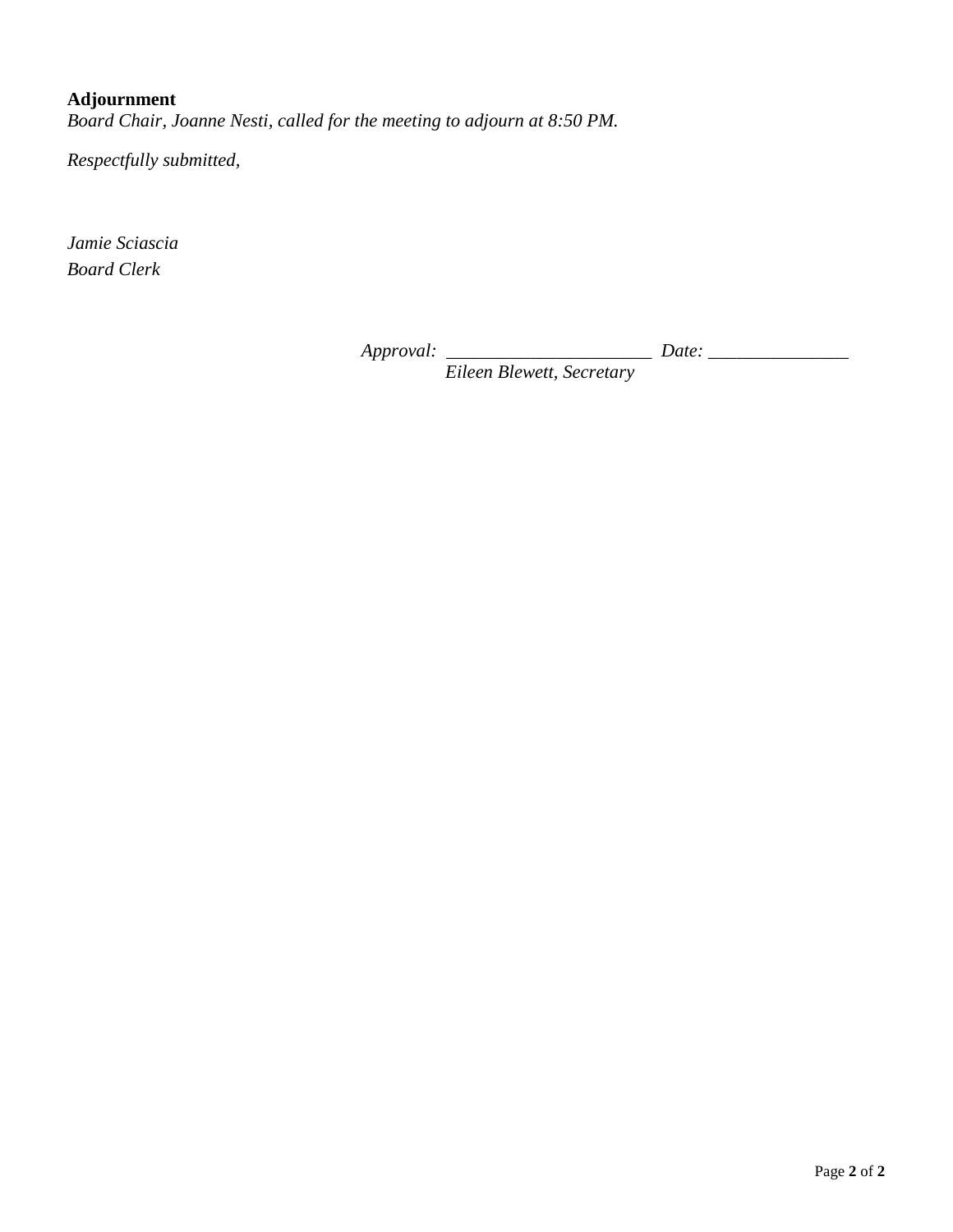**Adjournment**

*Board Chair, Joanne Nesti, called for the meeting to adjourn at 8:50 PM.*

*Respectfully submitted,*

*Jamie Sciascia*
*Board Clerk*

*Approval:* ______________________ *Date:* _______________
*Eileen Blewett, Secretary*